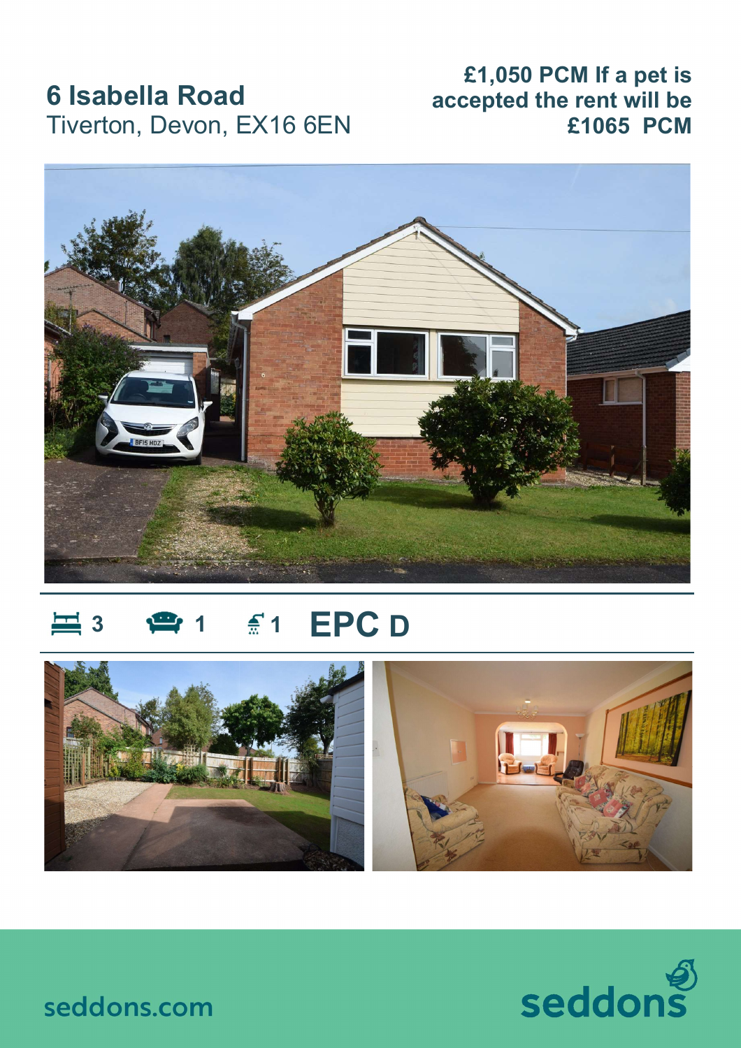# 6 Isabella Road

Tiverton, Devon, EX16 6EN

**£1,050 PCM If a pet is accepted the rent will be £1065 PCM**

3 | 1 | 1 | **EPC D**

seddons.com

seddons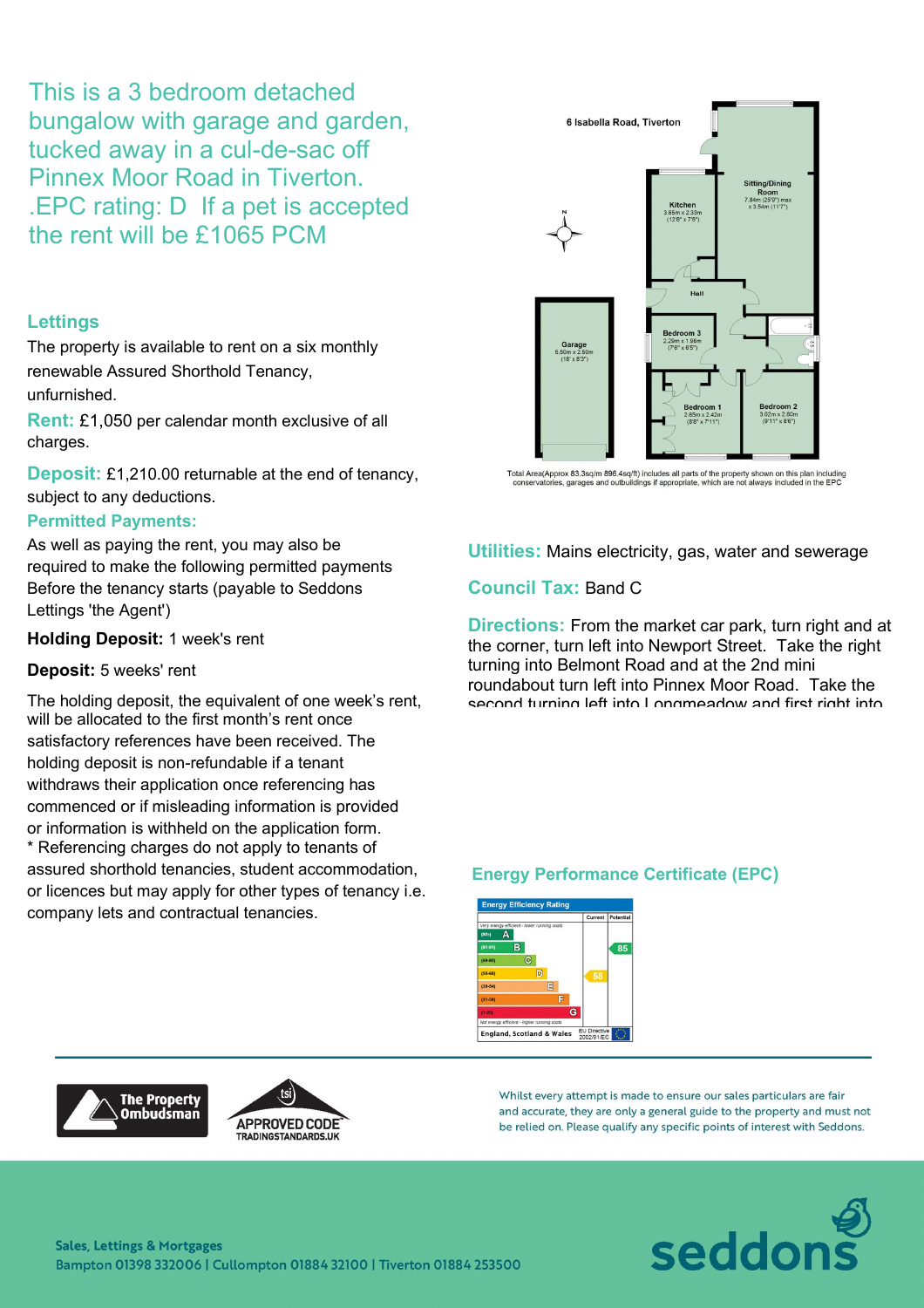This is a 3 bedroom detached bungalow with garage and garden, tucked away in a cul-de-sac off Pinnex Moor Road in Tiverton. .EPC rating: D If a pet is accepted the rent will be £1065 PCM

6 Isabella Road, Tiverton

Sitting/Dining Room 7.84m (25'9") max x 3.54m (11'7")

Kitchen 3.85m x 2.33m (12'8" x 7'8")

Hall

Garage 5.50m x 2.50m (18' x 8'3")

Bedroom 3 2.29m x 1.96m (7'6" x 6'5")

Bedroom 1 2.65m x 2.42m (8'8" x 7'11")

Bedroom 2 3.02m x 2.60m (9'11" x 8'6")

Total Area(Approx 83.3sq/m 896.4sq/ft) includes all parts of the property shown on this plan including conservatories, garages and outbuildings if appropriate, which are not always included in the EPC

## Lettings

The property is available to rent on a six monthly renewable Assured Shorthold Tenancy, unfurnished.

**Rent:** £1,050 per calendar month exclusive of all charges.

**Deposit:** £1,210.00 returnable at the end of tenancy, subject to any deductions.

**Permitted Payments:**

As well as paying the rent, you may also be required to make the following permitted payments Before the tenancy starts (payable to Seddons Lettings 'the Agent')

**Holding Deposit:** 1 week's rent

**Deposit:** 5 weeks' rent

The holding deposit, the equivalent of one week's rent, will be allocated to the first month's rent once satisfactory references have been received. The holding deposit is non-refundable if a tenant withdraws their application once referencing has commenced or if misleading information is provided or information is withheld on the application form.
* Referencing charges do not apply to tenants of assured shorthold tenancies, student accommodation, or licences but may apply for other types of tenancy i.e. company lets and contractual tenancies.

**Utilities:** Mains electricity, gas, water and sewerage

**Council Tax:** Band C

**Directions:** From the market car park, turn right and at the corner, turn left into Newport Street. Take the right turning into Belmont Road and at the 2nd mini roundabout turn left into Pinnex Moor Road. Take the second turning left into Longmeadow and first right into

## Energy Performance Certificate (EPC)

Energy Efficiency Rating

Current | Potential

Very energy efficient - lower running costs

(92+) A
(81-91) B
(69-80) C
(55-68) D
(39-54) E
(21-38) F
(1-20) G

Not energy efficient - higher running costs

85
58

England, Scotland & Wales EU Directive 2002/91/EC

The Property Ombudsman

tsi APPROVED CODE TRADINGSTANDARDS.UK

Whilst every attempt is made to ensure our sales particulars are fair and accurate, they are only a general guide to the property and must not be relied on. Please qualify any specific points of interest with Seddons.

Sales, Lettings & Mortgages
Bampton 01398 332006 | Cullompton 01884 32100 | Tiverton 01884 253500

seddons